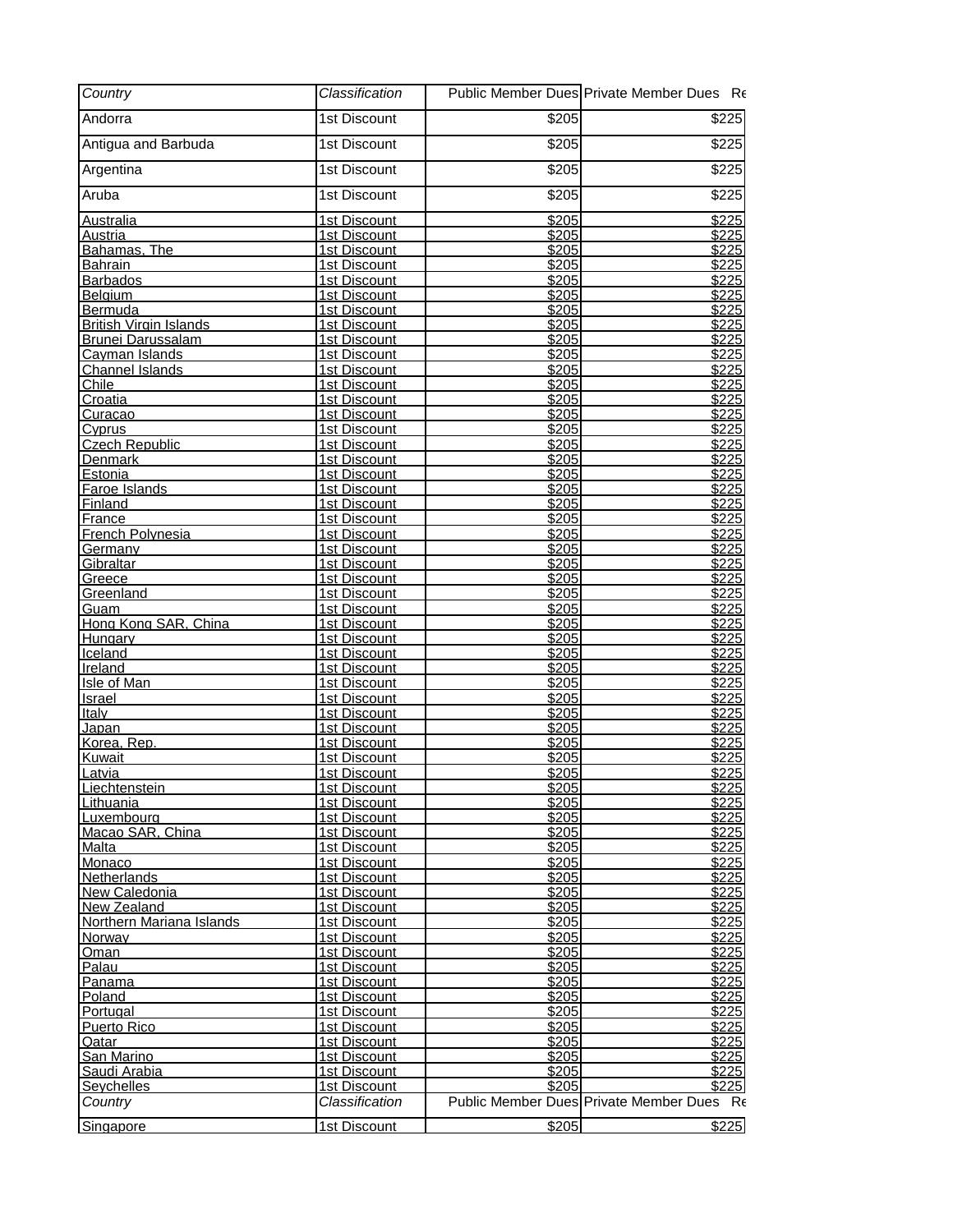| Country | Classification | Public Member Dues | Private Member Dues | Re |
|---|---|---|---|---|
| Andorra | 1st Discount | $205 | $225 | |
| Antigua and Barbuda | 1st Discount | $205 | $225 | |
| Argentina | 1st Discount | $205 | $225 | |
| Aruba | 1st Discount | $205 | $225 | |
| Australia | 1st Discount | $205 | $225 | |
| Austria | 1st Discount | $205 | $225 | |
| Bahamas, The | 1st Discount | $205 | $225 | |
| Bahrain | 1st Discount | $205 | $225 | |
| Barbados | 1st Discount | $205 | $225 | |
| Belgium | 1st Discount | $205 | $225 | |
| Bermuda | 1st Discount | $205 | $225 | |
| British Virgin Islands | 1st Discount | $205 | $225 | |
| Brunei Darussalam | 1st Discount | $205 | $225 | |
| Cayman Islands | 1st Discount | $205 | $225 | |
| Channel Islands | 1st Discount | $205 | $225 | |
| Chile | 1st Discount | $205 | $225 | |
| Croatia | 1st Discount | $205 | $225 | |
| Curacao | 1st Discount | $205 | $225 | |
| Cyprus | 1st Discount | $205 | $225 | |
| Czech Republic | 1st Discount | $205 | $225 | |
| Denmark | 1st Discount | $205 | $225 | |
| Estonia | 1st Discount | $205 | $225 | |
| Faroe Islands | 1st Discount | $205 | $225 | |
| Finland | 1st Discount | $205 | $225 | |
| France | 1st Discount | $205 | $225 | |
| French Polynesia | 1st Discount | $205 | $225 | |
| Germany | 1st Discount | $205 | $225 | |
| Gibraltar | 1st Discount | $205 | $225 | |
| Greece | 1st Discount | $205 | $225 | |
| Greenland | 1st Discount | $205 | $225 | |
| Guam | 1st Discount | $205 | $225 | |
| Hong Kong SAR, China | 1st Discount | $205 | $225 | |
| Hungary | 1st Discount | $205 | $225 | |
| Iceland | 1st Discount | $205 | $225 | |
| Ireland | 1st Discount | $205 | $225 | |
| Isle of Man | 1st Discount | $205 | $225 | |
| Israel | 1st Discount | $205 | $225 | |
| Italy | 1st Discount | $205 | $225 | |
| Japan | 1st Discount | $205 | $225 | |
| Korea, Rep. | 1st Discount | $205 | $225 | |
| Kuwait | 1st Discount | $205 | $225 | |
| Latvia | 1st Discount | $205 | $225 | |
| Liechtenstein | 1st Discount | $205 | $225 | |
| Lithuania | 1st Discount | $205 | $225 | |
| Luxembourg | 1st Discount | $205 | $225 | |
| Macao SAR, China | 1st Discount | $205 | $225 | |
| Malta | 1st Discount | $205 | $225 | |
| Monaco | 1st Discount | $205 | $225 | |
| Netherlands | 1st Discount | $205 | $225 | |
| New Caledonia | 1st Discount | $205 | $225 | |
| New Zealand | 1st Discount | $205 | $225 | |
| Northern Mariana Islands | 1st Discount | $205 | $225 | |
| Norway | 1st Discount | $205 | $225 | |
| Oman | 1st Discount | $205 | $225 | |
| Palau | 1st Discount | $205 | $225 | |
| Panama | 1st Discount | $205 | $225 | |
| Poland | 1st Discount | $205 | $225 | |
| Portugal | 1st Discount | $205 | $225 | |
| Puerto Rico | 1st Discount | $205 | $225 | |
| Qatar | 1st Discount | $205 | $225 | |
| San Marino | 1st Discount | $205 | $225 | |
| Saudi Arabia | 1st Discount | $205 | $225 | |
| Seychelles | 1st Discount | $205 | $225 | |
| Singapore | 1st Discount | $205 | $225 | |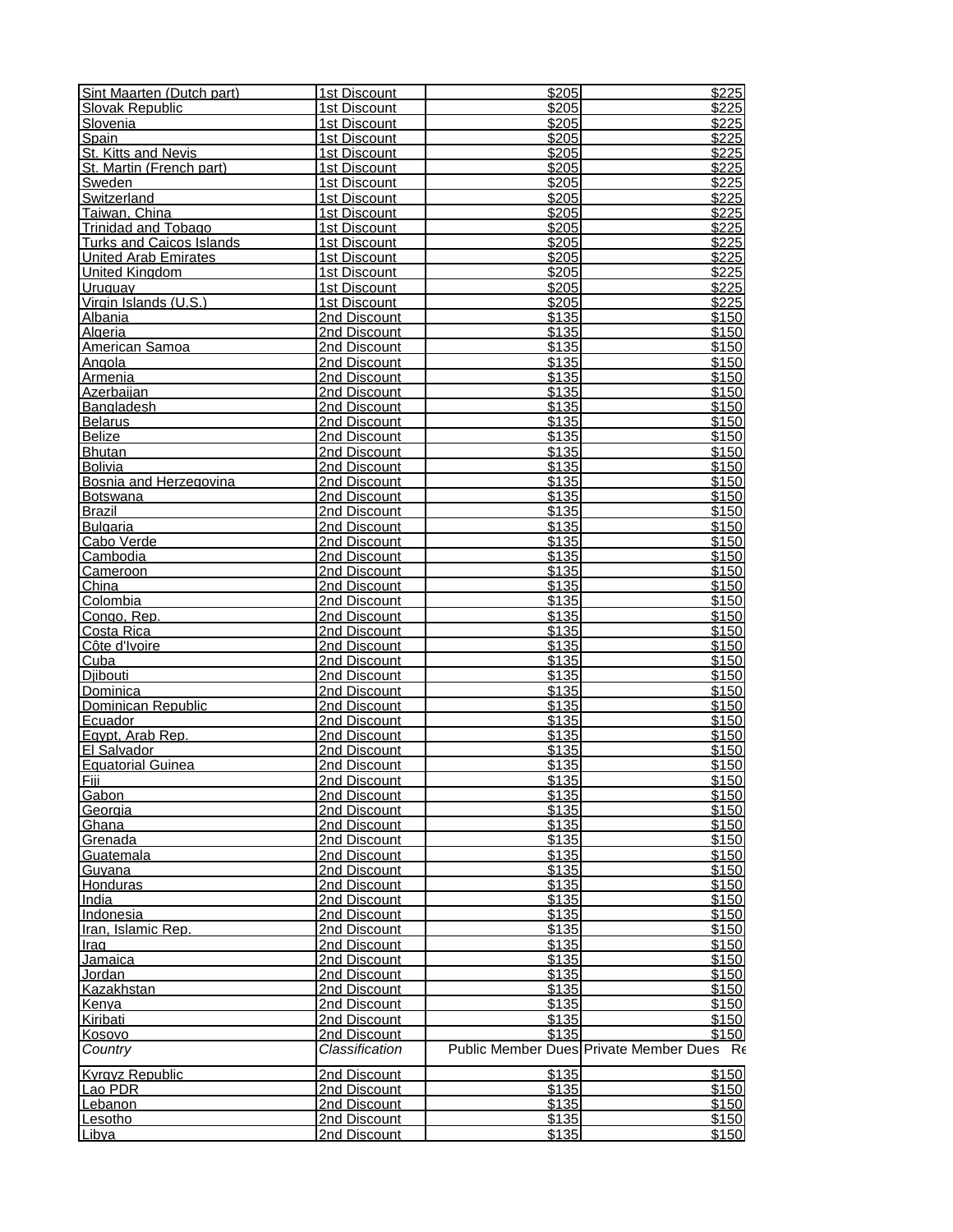| Sint Maarten (Dutch part) | 1st Discount | $205 | $225 |
|---|---|---|---|
| Slovak Republic | 1st Discount | $205 | $225 |
| Slovenia | 1st Discount | $205 | $225 |
| Spain | 1st Discount | $205 | $225 |
| St. Kitts and Nevis | 1st Discount | $205 | $225 |
| St. Martin (French part) | 1st Discount | $205 | $225 |
| Sweden | 1st Discount | $205 | $225 |
| Switzerland | 1st Discount | $205 | $225 |
| Taiwan, China | 1st Discount | $205 | $225 |
| Trinidad and Tobago | 1st Discount | $205 | $225 |
| Turks and Caicos Islands | 1st Discount | $205 | $225 |
| United Arab Emirates | 1st Discount | $205 | $225 |
| United Kingdom | 1st Discount | $205 | $225 |
| Uruguay | 1st Discount | $205 | $225 |
| Virgin Islands (U.S.) | 1st Discount | $205 | $225 |
| Albania | 2nd Discount | $135 | $150 |
| Algeria | 2nd Discount | $135 | $150 |
| American Samoa | 2nd Discount | $135 | $150 |
| Angola | 2nd Discount | $135 | $150 |
| Armenia | 2nd Discount | $135 | $150 |
| Azerbaijan | 2nd Discount | $135 | $150 |
| Bangladesh | 2nd Discount | $135 | $150 |
| Belarus | 2nd Discount | $135 | $150 |
| Belize | 2nd Discount | $135 | $150 |
| Bhutan | 2nd Discount | $135 | $150 |
| Bolivia | 2nd Discount | $135 | $150 |
| Bosnia and Herzegovina | 2nd Discount | $135 | $150 |
| Botswana | 2nd Discount | $135 | $150 |
| Brazil | 2nd Discount | $135 | $150 |
| Bulgaria | 2nd Discount | $135 | $150 |
| Cabo Verde | 2nd Discount | $135 | $150 |
| Cambodia | 2nd Discount | $135 | $150 |
| Cameroon | 2nd Discount | $135 | $150 |
| China | 2nd Discount | $135 | $150 |
| Colombia | 2nd Discount | $135 | $150 |
| Congo, Rep. | 2nd Discount | $135 | $150 |
| Costa Rica | 2nd Discount | $135 | $150 |
| Côte d'Ivoire | 2nd Discount | $135 | $150 |
| Cuba | 2nd Discount | $135 | $150 |
| Djibouti | 2nd Discount | $135 | $150 |
| Dominica | 2nd Discount | $135 | $150 |
| Dominican Republic | 2nd Discount | $135 | $150 |
| Ecuador | 2nd Discount | $135 | $150 |
| Egypt, Arab Rep. | 2nd Discount | $135 | $150 |
| El Salvador | 2nd Discount | $135 | $150 |
| Equatorial Guinea | 2nd Discount | $135 | $150 |
| Fiji | 2nd Discount | $135 | $150 |
| Gabon | 2nd Discount | $135 | $150 |
| Georgia | 2nd Discount | $135 | $150 |
| Ghana | 2nd Discount | $135 | $150 |
| Grenada | 2nd Discount | $135 | $150 |
| Guatemala | 2nd Discount | $135 | $150 |
| Guyana | 2nd Discount | $135 | $150 |
| Honduras | 2nd Discount | $135 | $150 |
| India | 2nd Discount | $135 | $150 |
| Indonesia | 2nd Discount | $135 | $150 |
| Iran, Islamic Rep. | 2nd Discount | $135 | $150 |
| Iraq | 2nd Discount | $135 | $150 |
| Jamaica | 2nd Discount | $135 | $150 |
| Jordan | 2nd Discount | $135 | $150 |
| Kazakhstan | 2nd Discount | $135 | $150 |
| Kenya | 2nd Discount | $135 | $150 |
| Kiribati | 2nd Discount | $135 | $150 |
| Kosovo | 2nd Discount | $135 | $150 |
| *Country* | *Classification* | Public Member Dues | Private Member Dues |
| Kyrgyz Republic | 2nd Discount | $135 | $150 |
| Lao PDR | 2nd Discount | $135 | $150 |
| Lebanon | 2nd Discount | $135 | $150 |
| Lesotho | 2nd Discount | $135 | $150 |
| Libya | 2nd Discount | $135 | $150 |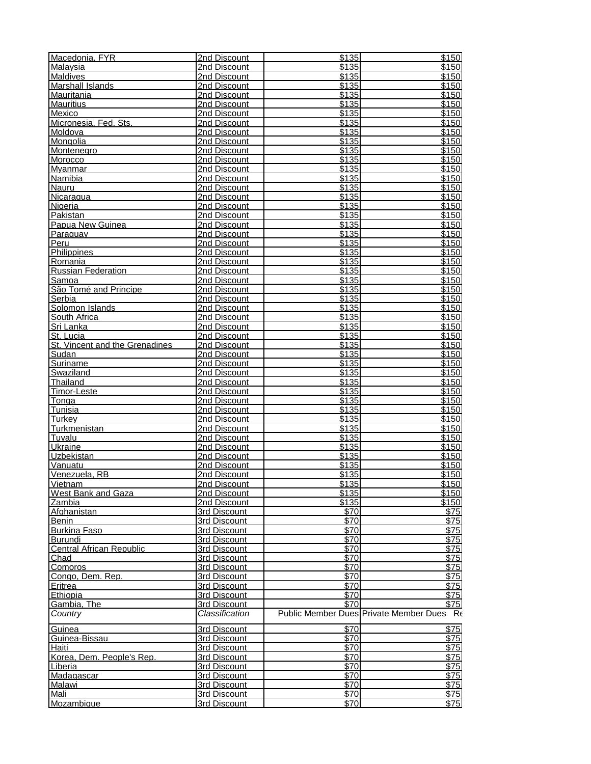| Macedonia, FYR | 2nd Discount | $135 | $150 |
|---|---|---|---|
| Malaysia | 2nd Discount | $135 | $150 |
| Maldives | 2nd Discount | $135 | $150 |
| Marshall Islands | 2nd Discount | $135 | $150 |
| Mauritania | 2nd Discount | $135 | $150 |
| Mauritius | 2nd Discount | $135 | $150 |
| Mexico | 2nd Discount | $135 | $150 |
| Micronesia, Fed. Sts. | 2nd Discount | $135 | $150 |
| Moldova | 2nd Discount | $135 | $150 |
| Mongolia | 2nd Discount | $135 | $150 |
| Montenegro | 2nd Discount | $135 | $150 |
| Morocco | 2nd Discount | $135 | $150 |
| Myanmar | 2nd Discount | $135 | $150 |
| Namibia | 2nd Discount | $135 | $150 |
| Nauru | 2nd Discount | $135 | $150 |
| Nicaragua | 2nd Discount | $135 | $150 |
| Nigeria | 2nd Discount | $135 | $150 |
| Pakistan | 2nd Discount | $135 | $150 |
| Papua New Guinea | 2nd Discount | $135 | $150 |
| Paraguay | 2nd Discount | $135 | $150 |
| Peru | 2nd Discount | $135 | $150 |
| Philippines | 2nd Discount | $135 | $150 |
| Romania | 2nd Discount | $135 | $150 |
| Russian Federation | 2nd Discount | $135 | $150 |
| Samoa | 2nd Discount | $135 | $150 |
| São Tomé and Principe | 2nd Discount | $135 | $150 |
| Serbia | 2nd Discount | $135 | $150 |
| Solomon Islands | 2nd Discount | $135 | $150 |
| South Africa | 2nd Discount | $135 | $150 |
| Sri Lanka | 2nd Discount | $135 | $150 |
| St. Lucia | 2nd Discount | $135 | $150 |
| St. Vincent and the Grenadines | 2nd Discount | $135 | $150 |
| Sudan | 2nd Discount | $135 | $150 |
| Suriname | 2nd Discount | $135 | $150 |
| Swaziland | 2nd Discount | $135 | $150 |
| Thailand | 2nd Discount | $135 | $150 |
| Timor-Leste | 2nd Discount | $135 | $150 |
| Tonga | 2nd Discount | $135 | $150 |
| Tunisia | 2nd Discount | $135 | $150 |
| Turkey | 2nd Discount | $135 | $150 |
| Turkmenistan | 2nd Discount | $135 | $150 |
| Tuvalu | 2nd Discount | $135 | $150 |
| Ukraine | 2nd Discount | $135 | $150 |
| Uzbekistan | 2nd Discount | $135 | $150 |
| Vanuatu | 2nd Discount | $135 | $150 |
| Venezuela, RB | 2nd Discount | $135 | $150 |
| Vietnam | 2nd Discount | $135 | $150 |
| West Bank and Gaza | 2nd Discount | $135 | $150 |
| Zambia | 2nd Discount | $135 | $150 |
| Afghanistan | 3rd Discount | $70 | $75 |
| Benin | 3rd Discount | $70 | $75 |
| Burkina Faso | 3rd Discount | $70 | $75 |
| Burundi | 3rd Discount | $70 | $75 |
| Central African Republic | 3rd Discount | $70 | $75 |
| Chad | 3rd Discount | $70 | $75 |
| Comoros | 3rd Discount | $70 | $75 |
| Congo, Dem. Rep. | 3rd Discount | $70 | $75 |
| Eritrea | 3rd Discount | $70 | $75 |
| Ethiopia | 3rd Discount | $70 | $75 |
| Gambia, The | 3rd Discount | $70 | $75 |
| *Country* | *Classification* | Public Member Dues | Private Member Dues Re |
| Guinea | 3rd Discount | $70 | $75 |
| Guinea-Bissau | 3rd Discount | $70 | $75 |
| Haiti | 3rd Discount | $70 | $75 |
| Korea, Dem. People's Rep. | 3rd Discount | $70 | $75 |
| Liberia | 3rd Discount | $70 | $75 |
| Madagascar | 3rd Discount | $70 | $75 |
| Malawi | 3rd Discount | $70 | $75 |
| Mali | 3rd Discount | $70 | $75 |
| Mozambique | 3rd Discount | $70 | $75 |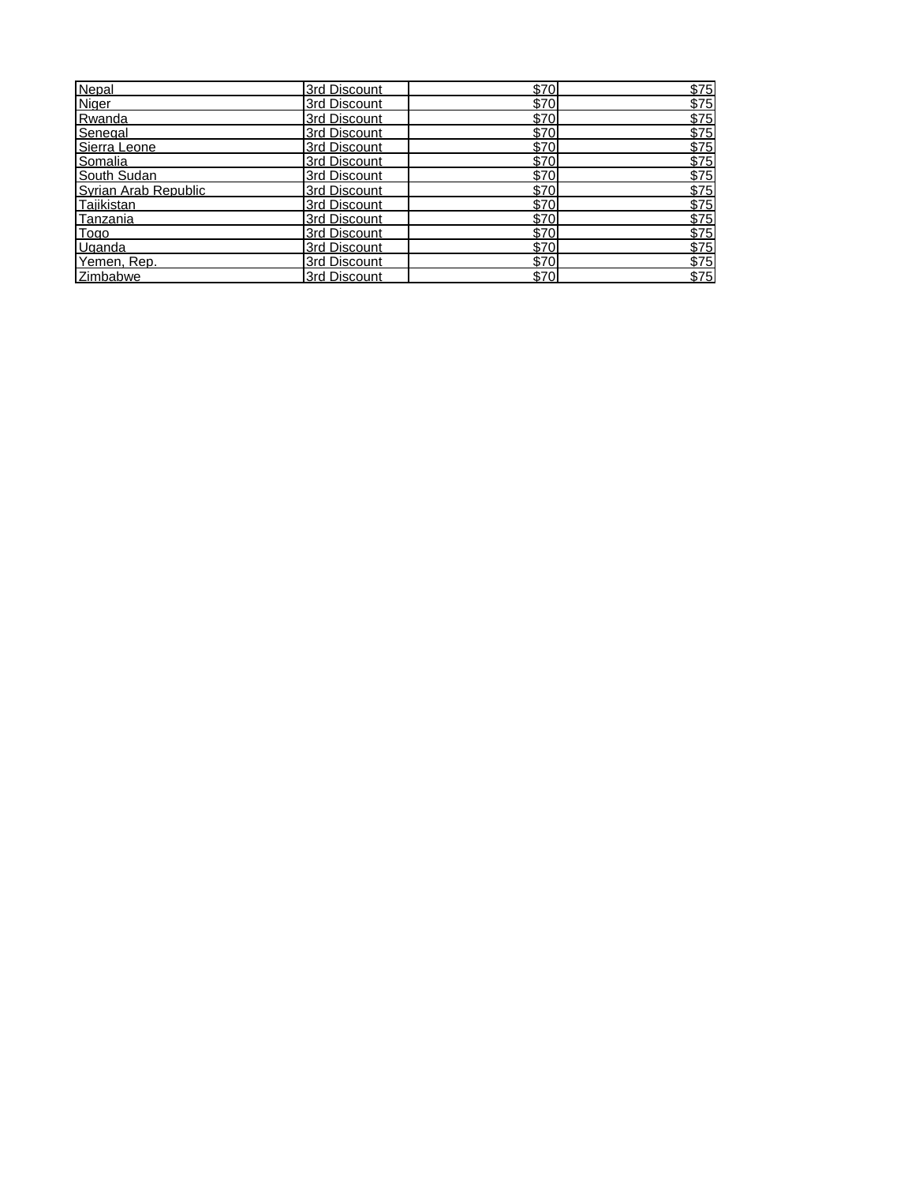| | | | |
|---|---|---|---|
| Nepal | 3rd Discount | $70 | $75 |
| Niger | 3rd Discount | $70 | $75 |
| Rwanda | 3rd Discount | $70 | $75 |
| Senegal | 3rd Discount | $70 | $75 |
| Sierra Leone | 3rd Discount | $70 | $75 |
| Somalia | 3rd Discount | $70 | $75 |
| South Sudan | 3rd Discount | $70 | $75 |
| Syrian Arab Republic | 3rd Discount | $70 | $75 |
| Tajikistan | 3rd Discount | $70 | $75 |
| Tanzania | 3rd Discount | $70 | $75 |
| Togo | 3rd Discount | $70 | $75 |
| Uganda | 3rd Discount | $70 | $75 |
| Yemen, Rep. | 3rd Discount | $70 | $75 |
| Zimbabwe | 3rd Discount | $70 | $75 |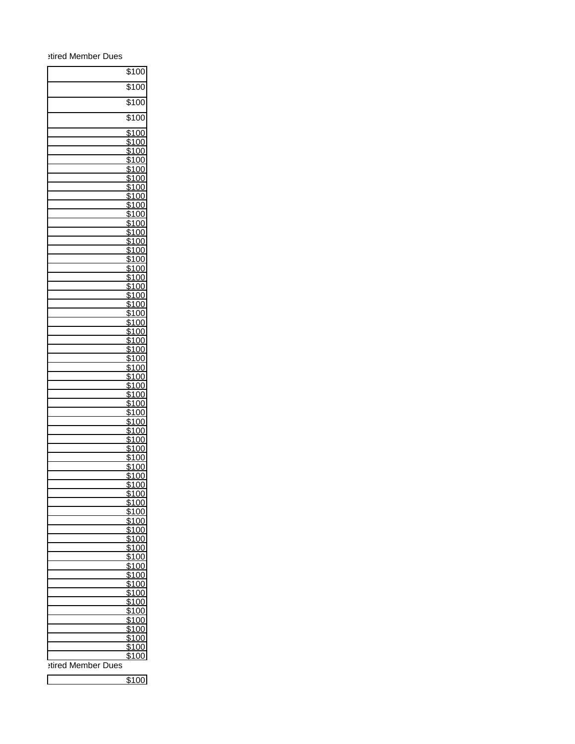| etired Member Dues |
| ---: |
| $100 |
| $100 |
| $100 |
| $100 |
| $100 |
| $100 |
| $100 |
| $100 |
| $100 |
| $100 |
| $100 |
| $100 |
| $100 |
| $100 |
| $100 |
| $100 |
| $100 |
| $100 |
| $100 |
| $100 |
| $100 |
| $100 |
| $100 |
| $100 |
| $100 |
| $100 |
| $100 |
| $100 |
| $100 |
| $100 |
| $100 |
| $100 |
| $100 |
| $100 |
| $100 |
| $100 |
| $100 |
| $100 |
| $100 |
| $100 |
| $100 |
| $100 |
| $100 |
| $100 |
| $100 |
| $100 |
| $100 |
| $100 |
| $100 |
| $100 |
| $100 |
| $100 |
| $100 |
| $100 |
| $100 |
| $100 |
| $100 |
| $100 |
| $100 |
| $100 |
| $100 |
| $100 |
| $100 |

| etired Member Dues |
| ---: |
| $100 |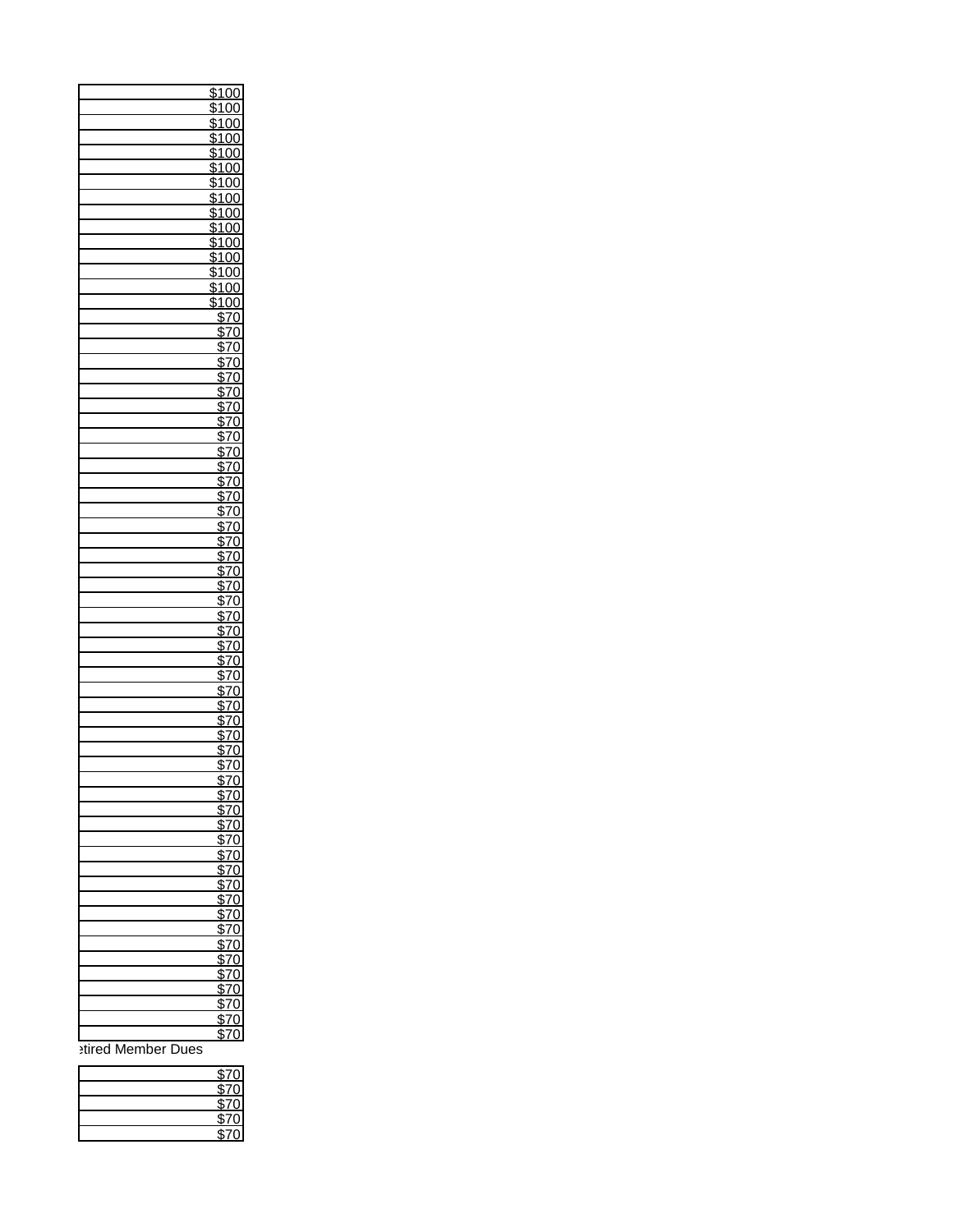| | |
|---|---|
| | $100 |
| | $100 |
| | $100 |
| | $100 |
| | $100 |
| | $100 |
| | $100 |
| | $100 |
| | $100 |
| | $100 |
| | $100 |
| | $100 |
| | $100 |
| | $100 |
| | $100 |
| | $70 |
| | $70 |
| | $70 |
| | $70 |
| | $70 |
| | $70 |
| | $70 |
| | $70 |
| | $70 |
| | $70 |
| | $70 |
| | $70 |
| | $70 |
| | $70 |
| | $70 |
| | $70 |
| | $70 |
| | $70 |
| | $70 |
| | $70 |
| | $70 |
| | $70 |
| | $70 |
| | $70 |
| | $70 |
| | $70 |
| | $70 |
| | $70 |
| | $70 |
| | $70 |
| | $70 |
| | $70 |
| | $70 |
| | $70 |
| | $70 |
| | $70 |
| | $70 |
| | $70 |
| | $70 |
| | $70 |
| | $70 |
| | $70 |
| | $70 |
| | $70 |
| | $70 |
| | $70 |
| | $70 |
| | $70 |
| | $70 |

etired Member Dues

| | |
|---|---|
| | $70 |
| | $70 |
| | $70 |
| | $70 |
| | $70 |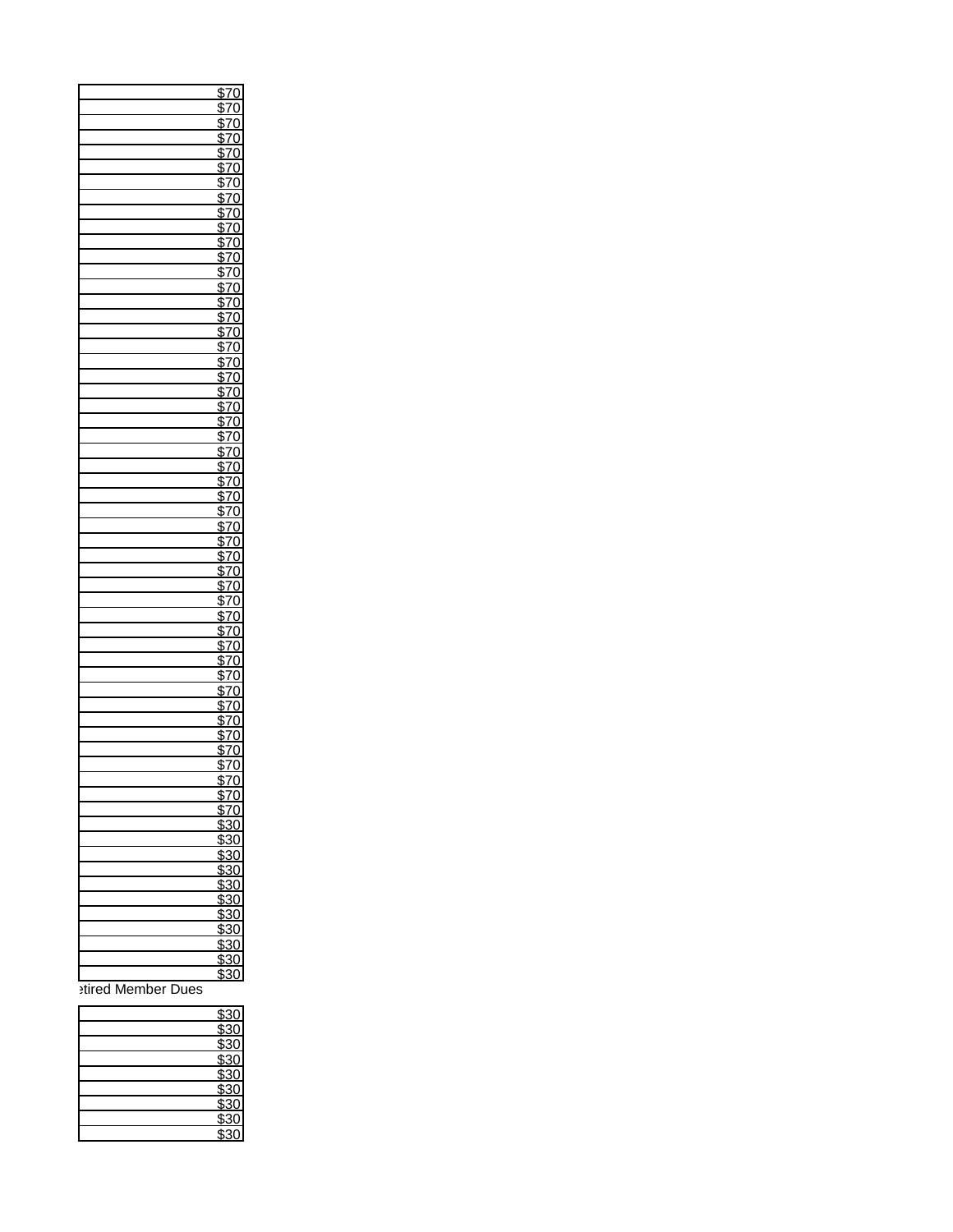| | |
|---|---|
| | $70 |
| | $70 |
| | $70 |
| | $70 |
| | $70 |
| | $70 |
| | $70 |
| | $70 |
| | $70 |
| | $70 |
| | $70 |
| | $70 |
| | $70 |
| | $70 |
| | $70 |
| | $70 |
| | $70 |
| | $70 |
| | $70 |
| | $70 |
| | $70 |
| | $70 |
| | $70 |
| | $70 |
| | $70 |
| | $70 |
| | $70 |
| | $70 |
| | $70 |
| | $70 |
| | $70 |
| | $70 |
| | $70 |
| | $70 |
| | $70 |
| | $70 |
| | $70 |
| | $70 |
| | $70 |
| | $70 |
| | $70 |
| | $70 |
| | $70 |
| | $70 |
| | $70 |
| | $70 |
| | $70 |
| | $70 |
| | $70 |
| | $30 |
| | $30 |
| | $30 |
| | $30 |
| | $30 |
| | $30 |
| | $30 |
| | $30 |
| | $30 |
| | $30 |
| | $30 |

etired Member Dues

| | |
|---|---|
| | $30 |
| | $30 |
| | $30 |
| | $30 |
| | $30 |
| | $30 |
| | $30 |
| | $30 |
| | $30 |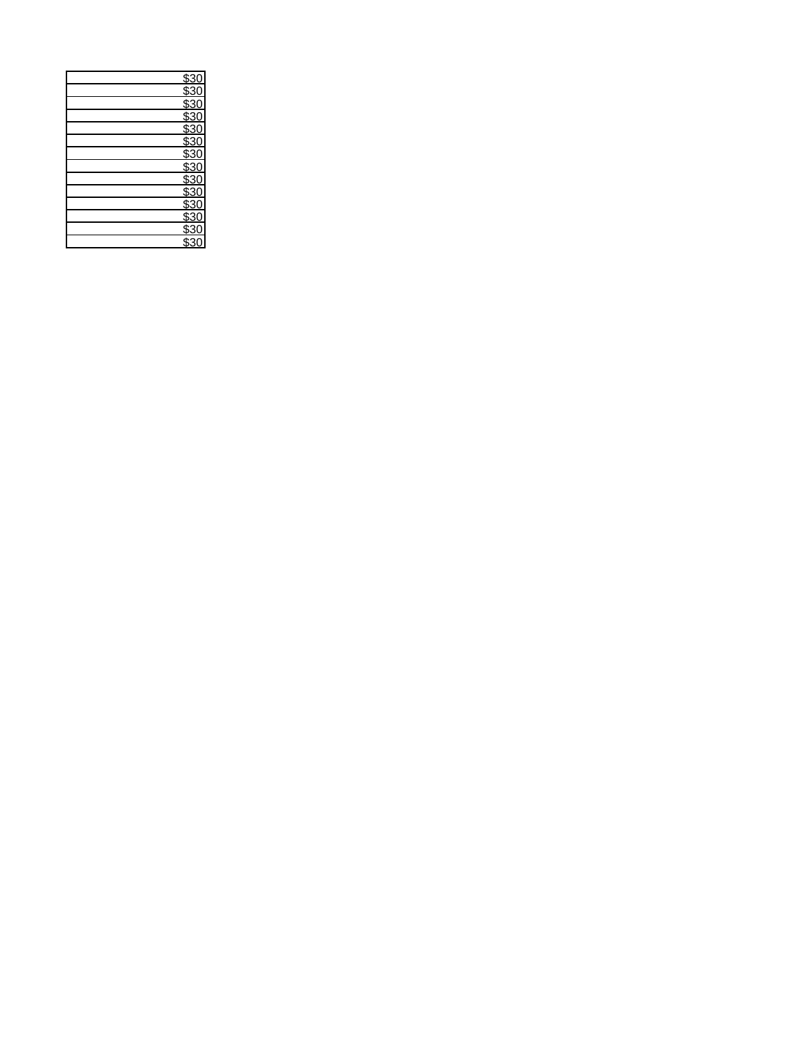| |
|---|
| $30 |
| $30 |
| $30 |
| $30 |
| $30 |
| $30 |
| $30 |
| $30 |
| $30 |
| $30 |
| $30 |
| $30 |
| $30 |
| $30 |